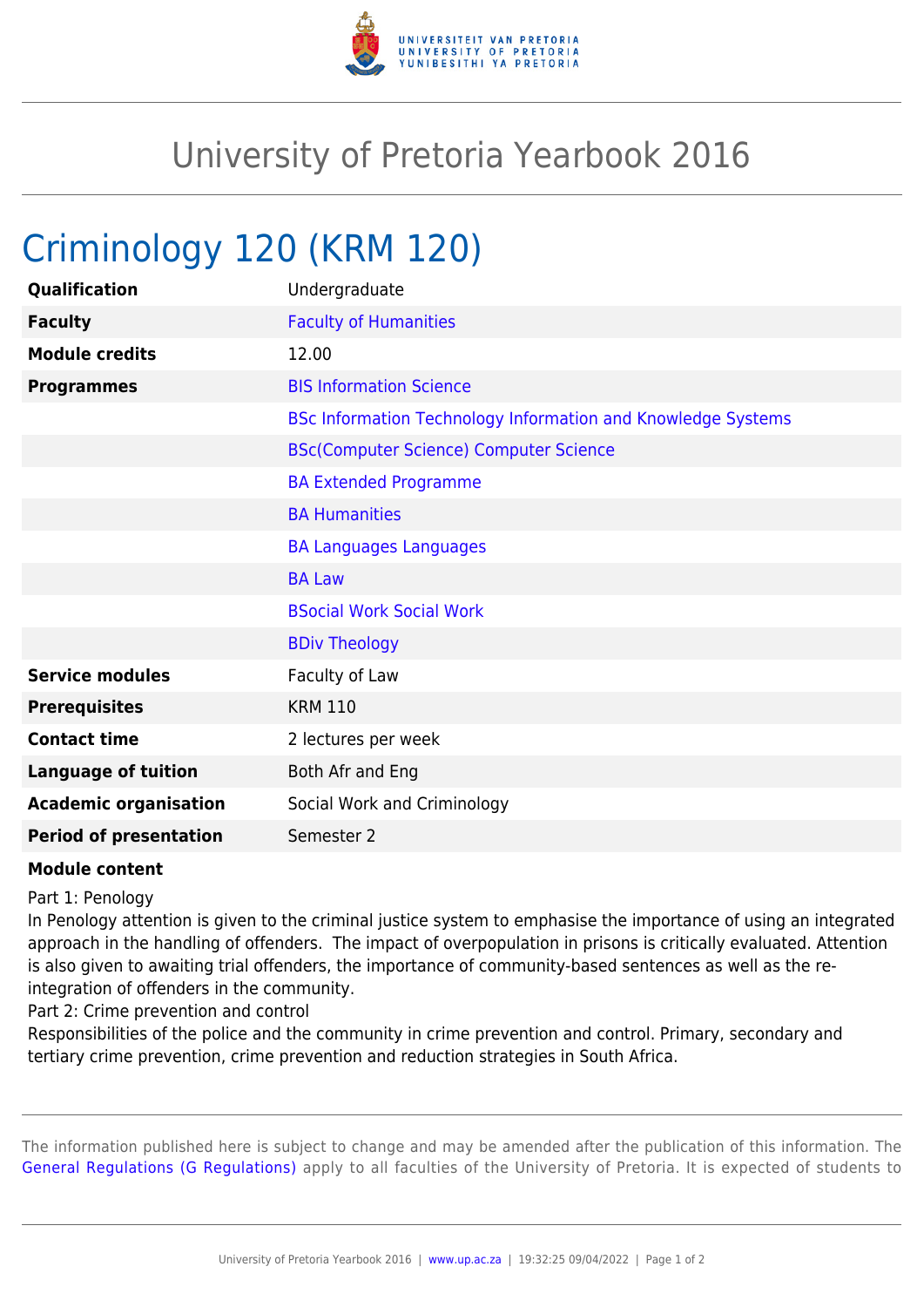# University of Pretoria Yearbook 2016

## Criminology 120 (KRM 120)

| | |
|---|---|
| **Qualification** | Undergraduate |
| **Faculty** | Faculty of Humanities |
| **Module credits** | 12.00 |
| **Programmes** | BIS Information Science |
| | BSc Information Technology Information and Knowledge Systems |
| | BSc(Computer Science) Computer Science |
| | BA Extended Programme |
| | BA Humanities |
| | BA Languages Languages |
| | BA Law |
| | BSocial Work Social Work |
| | BDiv Theology |
| **Service modules** | Faculty of Law |
| **Prerequisites** | KRM 110 |
| **Contact time** | 2 lectures per week |
| **Language of tuition** | Both Afr and Eng |
| **Academic organisation** | Social Work and Criminology |
| **Period of presentation** | Semester 2 |

**Module content**

Part 1: Penology

In Penology attention is given to the criminal justice system to emphasise the importance of using an integrated approach in the handling of offenders. The impact of overpopulation in prisons is critically evaluated. Attention is also given to awaiting trial offenders, the importance of community-based sentences as well as the re-integration of offenders in the community.

Part 2: Crime prevention and control

Responsibilities of the police and the community in crime prevention and control. Primary, secondary and tertiary crime prevention, crime prevention and reduction strategies in South Africa.

The information published here is subject to change and may be amended after the publication of this information. The General Regulations (G Regulations) apply to all faculties of the University of Pretoria. It is expected of students to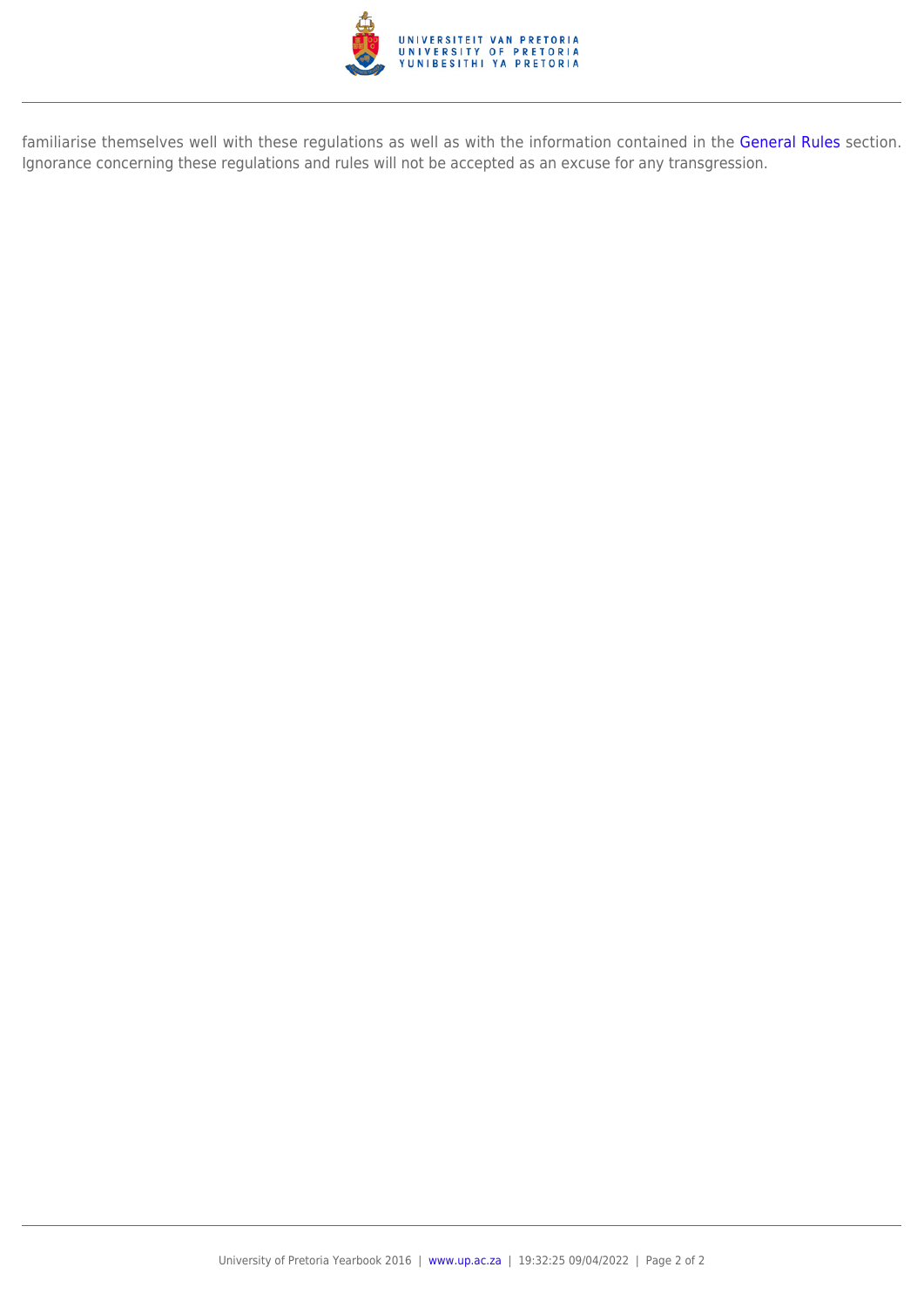familiarise themselves well with these regulations as well as with the information contained in the General Rules section. Ignorance concerning these regulations and rules will not be accepted as an excuse for any transgression.